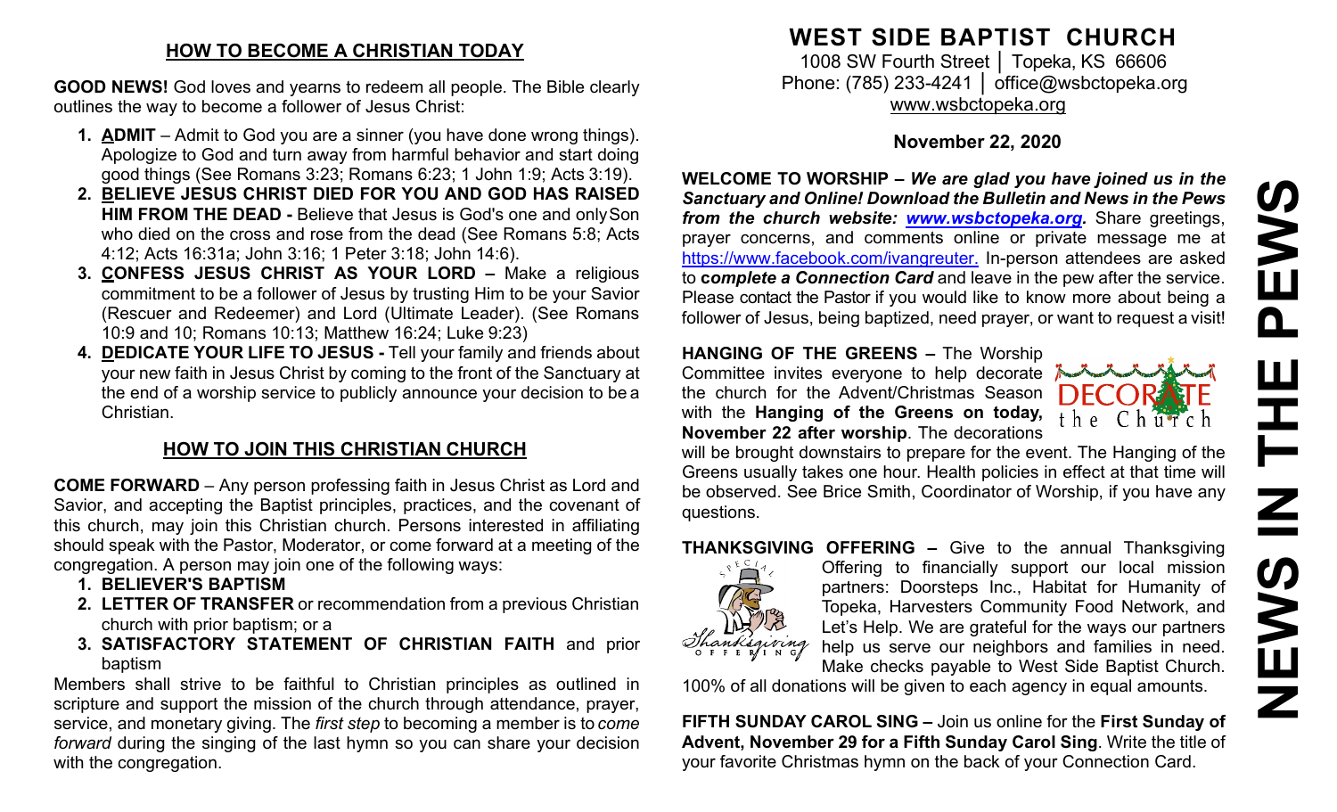## HOW TO BECOME A CHRISTIAN TODAY

**GOOD NEWS!** God loves and yearns to redeem all people. The Bible clearly outlines the way to become a follower of Jesus Christ:

1. **ADMIT** – Admit to God you are a sinner (you have done wrong things). Apologize to God and turn away from harmful behavior and start doing good things (See Romans 3:23; Romans 6:23; 1 John 1:9; Acts 3:19).
2. **BELIEVE JESUS CHRIST DIED FOR YOU AND GOD HAS RAISED HIM FROM THE DEAD -** Believe that Jesus is God's one and only Son who died on the cross and rose from the dead (See Romans 5:8; Acts 4:12; Acts 16:31a; John 3:16; 1 Peter 3:18; John 14:6).
3. **CONFESS JESUS CHRIST AS YOUR LORD –** Make a religious commitment to be a follower of Jesus by trusting Him to be your Savior (Rescuer and Redeemer) and Lord (Ultimate Leader). (See Romans 10:9 and 10; Romans 10:13; Matthew 16:24; Luke 9:23)
4. **DEDICATE YOUR LIFE TO JESUS -** Tell your family and friends about your new faith in Jesus Christ by coming to the front of the Sanctuary at the end of a worship service to publicly announce your decision to be a Christian.

## HOW TO JOIN THIS CHRISTIAN CHURCH

**COME FORWARD** – Any person professing faith in Jesus Christ as Lord and Savior, and accepting the Baptist principles, practices, and the covenant of this church, may join this Christian church. Persons interested in affiliating should speak with the Pastor, Moderator, or come forward at a meeting of the congregation. A person may join one of the following ways:

1. **BELIEVER'S BAPTISM**
2. **LETTER OF TRANSFER** or recommendation from a previous Christian church with prior baptism; or a
3. **SATISFACTORY STATEMENT OF CHRISTIAN FAITH** and prior baptism

Members shall strive to be faithful to Christian principles as outlined in scripture and support the mission of the church through attendance, prayer, service, and monetary giving. The *first step* to becoming a member is to *come forward* during the singing of the last hymn so you can share your decision with the congregation.

# WEST SIDE BAPTIST CHURCH

1008 SW Fourth Street │ Topeka, KS 66606
Phone: (785) 233-4241 │ office@wsbctopeka.org
www.wsbctopeka.org

**November 22, 2020**

# NEWS IN THE PEWS

**WELCOME TO WORSHIP –** ***We are glad you have joined us in the Sanctuary and Online! Download the Bulletin and News in the Pews from the church website: www.wsbctopeka.org.*** Share greetings, prayer concerns, and comments online or private message me at https://www.facebook.com/ivangreuter. In-person attendees are asked to ***complete a Connection Card*** and leave in the pew after the service. Please contact the Pastor if you would like to know more about being a follower of Jesus, being baptized, need prayer, or want to request a visit!

**HANGING OF THE GREENS –** The Worship Committee invites everyone to help decorate the church for the Advent/Christmas Season with the **Hanging of the Greens on today, November 22 after worship**. The decorations will be brought downstairs to prepare for the event. The Hanging of the Greens usually takes one hour. Health policies in effect at that time will be observed. See Brice Smith, Coordinator of Worship, if you have any questions.

**THANKSGIVING OFFERING –** Give to the annual Thanksgiving Offering to financially support our local mission partners: Doorsteps Inc., Habitat for Humanity of Topeka, Harvesters Community Food Network, and Let's Help. We are grateful for the ways our partners help us serve our neighbors and families in need. Make checks payable to West Side Baptist Church. 100% of all donations will be given to each agency in equal amounts.

**FIFTH SUNDAY CAROL SING –** Join us online for the **First Sunday of Advent, November 29 for a Fifth Sunday Carol Sing**. Write the title of your favorite Christmas hymn on the back of your Connection Card.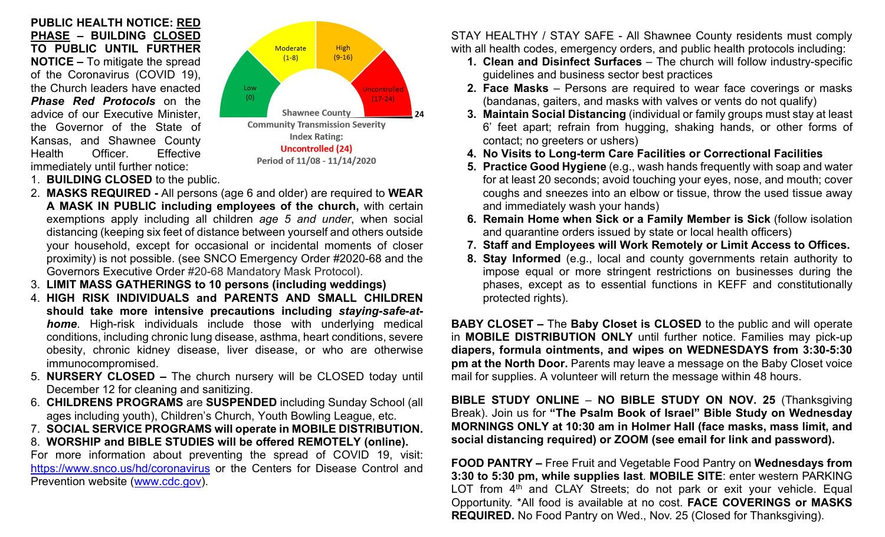**PUBLIC HEALTH NOTICE: RED PHASE – BUILDING CLOSED TO PUBLIC UNTIL FURTHER NOTICE –** To mitigate the spread of the Coronavirus (COVID 19), the Church leaders have enacted ***Phase Red Protocols*** on the advice of our Executive Minister, the Governor of the State of Kansas, and Shawnee County Health Officer. Effective immediately until further notice:

Shawnee County Community Transmission Severity Index Rating: Low (0), Moderate (1-8), High (9-16), Uncontrolled (17-24) — 24

**Uncontrolled (24)**

Period of 11/08 - 11/14/2020

1. **BUILDING CLOSED** to the public.
2. **MASKS REQUIRED -** All persons (age 6 and older) are required to **WEAR A MASK IN PUBLIC including employees of the church,** with certain exemptions apply including all children *age 5 and under*, when social distancing (keeping six feet of distance between yourself and others outside your household, except for occasional or incidental moments of closer proximity) is not possible. (see SNCO Emergency Order #2020-68 and the Governors Executive Order #20-68 Mandatory Mask Protocol).
3. **LIMIT MASS GATHERINGS to 10 persons (including weddings)**
4. **HIGH RISK INDIVIDUALS and PARENTS AND SMALL CHILDREN should take more intensive precautions including *staying-safe-at-home***. High-risk individuals include those with underlying medical conditions, including chronic lung disease, asthma, heart conditions, severe obesity, chronic kidney disease, liver disease, or who are otherwise immunocompromised.
5. **NURSERY CLOSED –** The church nursery will be CLOSED today until December 12 for cleaning and sanitizing.
6. **CHILDRENS PROGRAMS** are **SUSPENDED** including Sunday School (all ages including youth), Children's Church, Youth Bowling League, etc.
7. **SOCIAL SERVICE PROGRAMS will operate in MOBILE DISTRIBUTION.**
8. **WORSHIP and BIBLE STUDIES will be offered REMOTELY (online).**

For more information about preventing the spread of COVID 19, visit: https://www.snco.us/hd/coronavirus or the Centers for Disease Control and Prevention website (www.cdc.gov).

STAY HEALTHY / STAY SAFE - All Shawnee County residents must comply with all health codes, emergency orders, and public health protocols including:

1. **Clean and Disinfect Surfaces** – The church will follow industry-specific guidelines and business sector best practices
2. **Face Masks** – Persons are required to wear face coverings or masks (bandanas, gaiters, and masks with valves or vents do not qualify)
3. **Maintain Social Distancing** (individual or family groups must stay at least 6' feet apart; refrain from hugging, shaking hands, or other forms of contact; no greeters or ushers)
4. **No Visits to Long-term Care Facilities or Correctional Facilities**
5. **Practice Good Hygiene** (e.g., wash hands frequently with soap and water for at least 20 seconds; avoid touching your eyes, nose, and mouth; cover coughs and sneezes into an elbow or tissue, throw the used tissue away and immediately wash your hands)
6. **Remain Home when Sick or a Family Member is Sick** (follow isolation and quarantine orders issued by state or local health officers)
7. **Staff and Employees will Work Remotely or Limit Access to Offices.**
8. **Stay Informed** (e.g., local and county governments retain authority to impose equal or more stringent restrictions on businesses during the phases, except as to essential functions in KEFF and constitutionally protected rights).

**BABY CLOSET –** The **Baby Closet is CLOSED** to the public and will operate in **MOBILE DISTRIBUTION ONLY** until further notice. Families may pick-up **diapers, formula ointments, and wipes on WEDNESDAYS from 3:30-5:30 pm at the North Door.** Parents may leave a message on the Baby Closet voice mail for supplies. A volunteer will return the message within 48 hours.

**BIBLE STUDY ONLINE** – **NO BIBLE STUDY ON NOV. 25** (Thanksgiving Break). Join us for **"The Psalm Book of Israel" Bible Study on Wednesday MORNINGS ONLY at 10:30 am in Holmer Hall (face masks, mass limit, and social distancing required) or ZOOM (see email for link and password).**

**FOOD PANTRY –** Free Fruit and Vegetable Food Pantry on **Wednesdays from 3:30 to 5:30 pm, while supplies last**. **MOBILE SITE**: enter western PARKING LOT from 4th and CLAY Streets; do not park or exit your vehicle. Equal Opportunity. *All food is available at no cost. **FACE COVERINGS or MASKS REQUIRED.** No Food Pantry on Wed., Nov. 25 (Closed for Thanksgiving).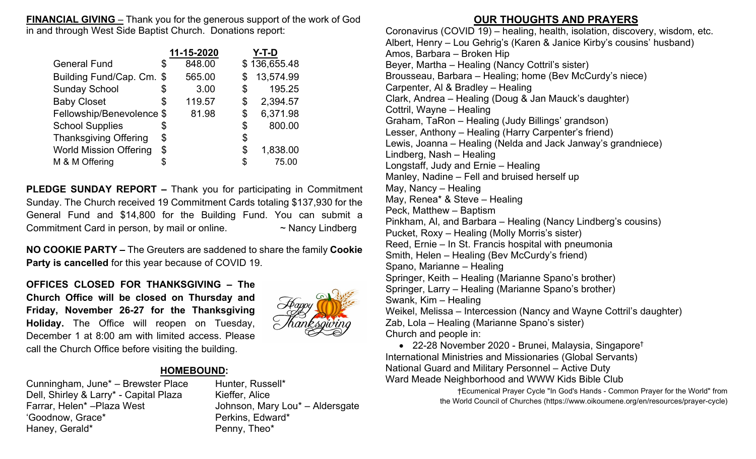**FINANCIAL GIVING** – Thank you for the generous support of the work of God in and through West Side Baptist Church. Donations report:

| | 11-15-2020 | Y-T-D |
|---|---|---|
| General Fund | $ 848.00 | $ 136,655.48 |
| Building Fund/Cap. Cm. | $ 565.00 | $ 13,574.99 |
| Sunday School | $ 3.00 | $ 195.25 |
| Baby Closet | $ 119.57 | $ 2,394.57 |
| Fellowship/Benevolence | $ 81.98 | $ 6,371.98 |
| School Supplies | $ | $ 800.00 |
| Thanksgiving Offering | $ | $ |
| World Mission Offering | $ | $ 1,838.00 |
| M & M Offering | $ | $ 75.00 |

**PLEDGE SUNDAY REPORT –** Thank you for participating in Commitment Sunday. The Church received 19 Commitment Cards totaling $137,930 for the General Fund and $14,800 for the Building Fund. You can submit a Commitment Card in person, by mail or online. ~ Nancy Lindberg

**NO COOKIE PARTY –** The Greuters are saddened to share the family **Cookie Party is cancelled** for this year because of COVID 19.

**OFFICES CLOSED FOR THANKSGIVING – The Church Office will be closed on Thursday and Friday, November 26-27 for the Thanksgiving Holiday.** The Office will reopen on Tuesday, December 1 at 8:00 am with limited access. Please call the Church Office before visiting the building.

## HOMEBOUND:

- Cunningham, June* – Brewster Place
- Dell, Shirley & Larry* - Capital Plaza
- Farrar, Helen* –Plaza West
- 'Goodnow, Grace*
- Haney, Gerald*
- Hunter, Russell*
- Kieffer, Alice
- Johnson, Mary Lou* – Aldersgate
- Perkins, Edward*
- Penny, Theo*

## OUR THOUGHTS AND PRAYERS

Coronavirus (COVID 19) – healing, health, isolation, discovery, wisdom, etc.
Albert, Henry – Lou Gehrig's (Karen & Janice Kirby's cousins' husband)
Amos, Barbara – Broken Hip
Beyer, Martha – Healing (Nancy Cottril's sister)
Brousseau, Barbara – Healing; home (Bev McCurdy's niece)
Carpenter, Al & Bradley – Healing
Clark, Andrea – Healing (Doug & Jan Mauck's daughter)
Cottril, Wayne – Healing
Graham, TaRon – Healing (Judy Billings' grandson)
Lesser, Anthony – Healing (Harry Carpenter's friend)
Lewis, Joanna – Healing (Nelda and Jack Janway's grandniece)
Lindberg, Nash – Healing
Longstaff, Judy and Ernie – Healing
Manley, Nadine – Fell and bruised herself up
May, Nancy – Healing
May, Renea* & Steve – Healing
Peck, Matthew – Baptism
Pinkham, Al, and Barbara – Healing (Nancy Lindberg's cousins)
Pucket, Roxy – Healing (Molly Morris's sister)
Reed, Ernie – In St. Francis hospital with pneumonia
Smith, Helen – Healing (Bev McCurdy's friend)
Spano, Marianne – Healing
Springer, Keith – Healing (Marianne Spano's brother)
Springer, Larry – Healing (Marianne Spano's brother)
Swank, Kim – Healing
Weikel, Melissa – Intercession (Nancy and Wayne Cottril's daughter)
Zab, Lola – Healing (Marianne Spano's sister)
Church and people in:

- 22-28 November 2020 - Brunei, Malaysia, Singapore†

International Ministries and Missionaries (Global Servants)
National Guard and Military Personnel – Active Duty
Ward Meade Neighborhood and WWW Kids Bible Club

†Ecumenical Prayer Cycle "In God's Hands - Common Prayer for the World" from the World Council of Churches (https://www.oikoumene.org/en/resources/prayer-cycle)